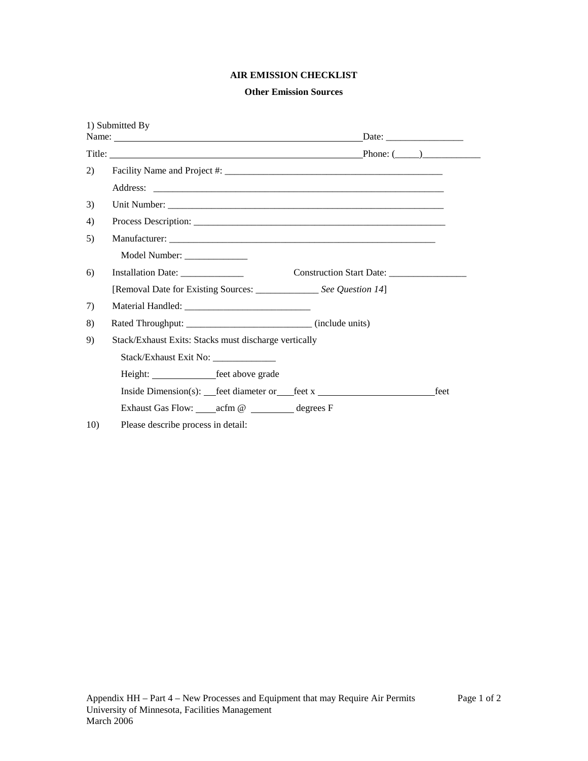# AIR EMISSION CHECKLIST

## Other Emission Sources

1) Submitted By
Name: ____________________________________________________ Date: ________________

Title: ____________________________________________________ Phone: (_____)____________

2) Facility Name and Project #: ______________________________________________

   Address: ______________________________________________________________

3) Unit Number: ___________________________________________________________

4) Process Description: _____________________________________________________

5) Manufacturer: _________________________________________________________

   Model Number: _____________

6) Installation Date: _____________ Construction Start Date: ________________

   [Removal Date for Existing Sources: _____________ *See Question 14*]

7) Material Handled: __________________________

8) Rated Throughput: __________________________ (include units)

9) Stack/Exhaust Exits: Stacks must discharge vertically

   Stack/Exhaust Exit No: _____________

   Height: _____________ feet above grade

   Inside Dimension(s): ___feet diameter or___feet x ________________________feet

   Exhaust Gas Flow: ____acfm @ _________ degrees F

10) Please describe process in detail:

Appendix HH – Part 4 – New Processes and Equipment that may Require Air Permits
University of Minnesota, Facilities Management
March 2006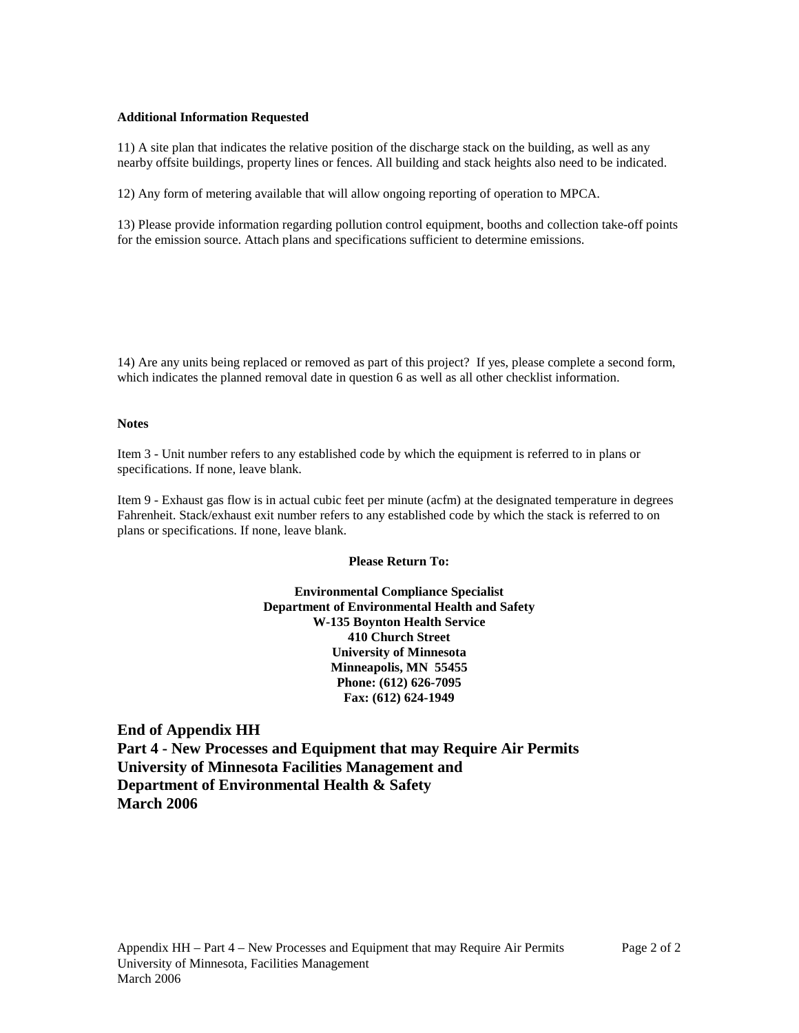**Additional Information Requested**

11) A site plan that indicates the relative position of the discharge stack on the building, as well as any nearby offsite buildings, property lines or fences. All building and stack heights also need to be indicated.

12) Any form of metering available that will allow ongoing reporting of operation to MPCA.

13) Please provide information regarding pollution control equipment, booths and collection take-off points for the emission source. Attach plans and specifications sufficient to determine emissions.

14) Are any units being replaced or removed as part of this project? If yes, please complete a second form, which indicates the planned removal date in question 6 as well as all other checklist information.

**Notes**

Item 3 - Unit number refers to any established code by which the equipment is referred to in plans or specifications. If none, leave blank.

Item 9 - Exhaust gas flow is in actual cubic feet per minute (acfm) at the designated temperature in degrees Fahrenheit. Stack/exhaust exit number refers to any established code by which the stack is referred to on plans or specifications. If none, leave blank.

**Please Return To:**

**Environmental Compliance Specialist**
**Department of Environmental Health and Safety**
**W-135 Boynton Health Service**
**410 Church Street**
**University of Minnesota**
**Minneapolis, MN 55455**
**Phone: (612) 626-7095**
**Fax: (612) 624-1949**

**End of Appendix HH**
**Part 4 - New Processes and Equipment that may Require Air Permits**
**University of Minnesota Facilities Management and**
**Department of Environmental Health & Safety**
**March 2006**